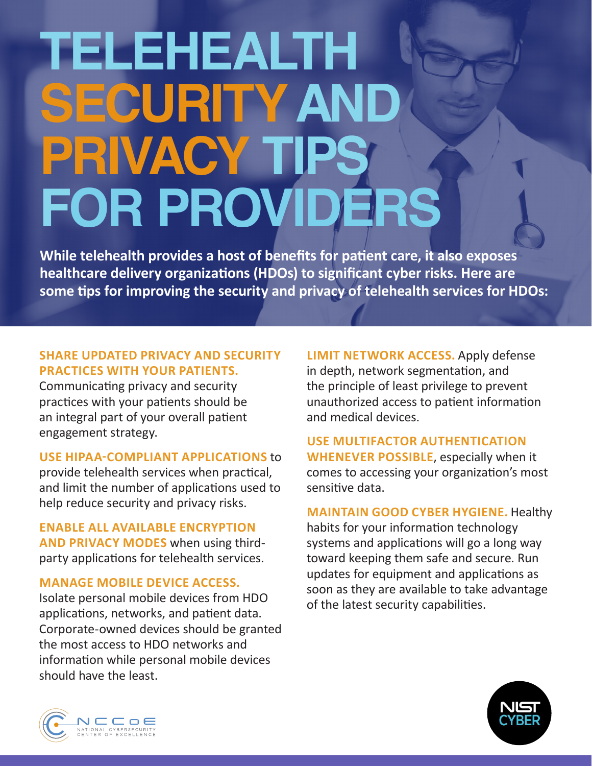# TELEHEALTH SECURITY AND PRIVACY TIPS FOR PROVIDERS

**While telehealth provides a host of benefits for patient care, it also exposes healthcare delivery organizations (HDOs) to significant cyber risks. Here are some tips for improving the security and privacy of telehealth services for HDOs:**

**SHARE UPDATED PRIVACY AND SECURITY PRACTICES WITH YOUR PATIENTS.** Communicating privacy and security practices with your patients should be an integral part of your overall patient engagement strategy.

**USE HIPAA-COMPLIANT APPLICATIONS** to provide telehealth services when practical, and limit the number of applications used to help reduce security and privacy risks.

**ENABLE ALL AVAILABLE ENCRYPTION AND PRIVACY MODES** when using third-party applications for telehealth services.

**MANAGE MOBILE DEVICE ACCESS.** Isolate personal mobile devices from HDO applications, networks, and patient data. Corporate-owned devices should be granted the most access to HDO networks and information while personal mobile devices should have the least.

**LIMIT NETWORK ACCESS.** Apply defense in depth, network segmentation, and the principle of least privilege to prevent unauthorized access to patient information and medical devices.

**USE MULTIFACTOR AUTHENTICATION WHENEVER POSSIBLE**, especially when it comes to accessing your organization's most sensitive data.

**MAINTAIN GOOD CYBER HYGIENE.** Healthy habits for your information technology systems and applications will go a long way toward keeping them safe and secure. Run updates for equipment and applications as soon as they are available to take advantage of the latest security capabilities.

NCCoE NATIONAL CYBERSECURITY CENTER OF EXCELLENCE

NIST CYBER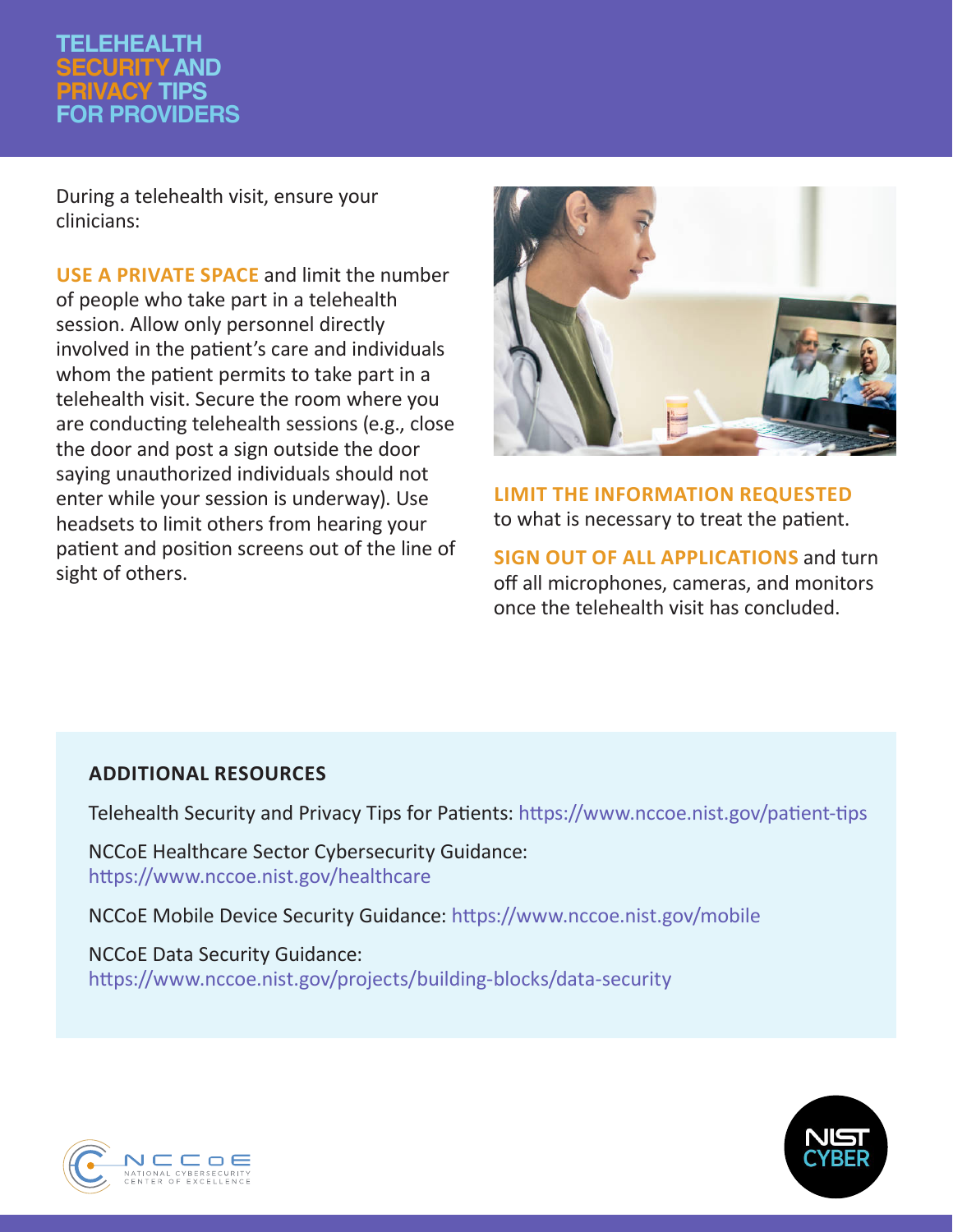# TELEHEALTH SECURITY AND PRIVACY TIPS FOR PROVIDERS

During a telehealth visit, ensure your clinicians:

**USE A PRIVATE SPACE** and limit the number of people who take part in a telehealth session. Allow only personnel directly involved in the patient's care and individuals whom the patient permits to take part in a telehealth visit. Secure the room where you are conducting telehealth sessions (e.g., close the door and post a sign outside the door saying unauthorized individuals should not enter while your session is underway). Use headsets to limit others from hearing your patient and position screens out of the line of sight of others.

**LIMIT THE INFORMATION REQUESTED** to what is necessary to treat the patient.

**SIGN OUT OF ALL APPLICATIONS** and turn off all microphones, cameras, and monitors once the telehealth visit has concluded.

## ADDITIONAL RESOURCES

Telehealth Security and Privacy Tips for Patients: https://www.nccoe.nist.gov/patient-tips

NCCoE Healthcare Sector Cybersecurity Guidance: https://www.nccoe.nist.gov/healthcare

NCCoE Mobile Device Security Guidance: https://www.nccoe.nist.gov/mobile

NCCoE Data Security Guidance: https://www.nccoe.nist.gov/projects/building-blocks/data-security

NCCoE NATIONAL CYBERSECURITY CENTER OF EXCELLENCE

NIST CYBER